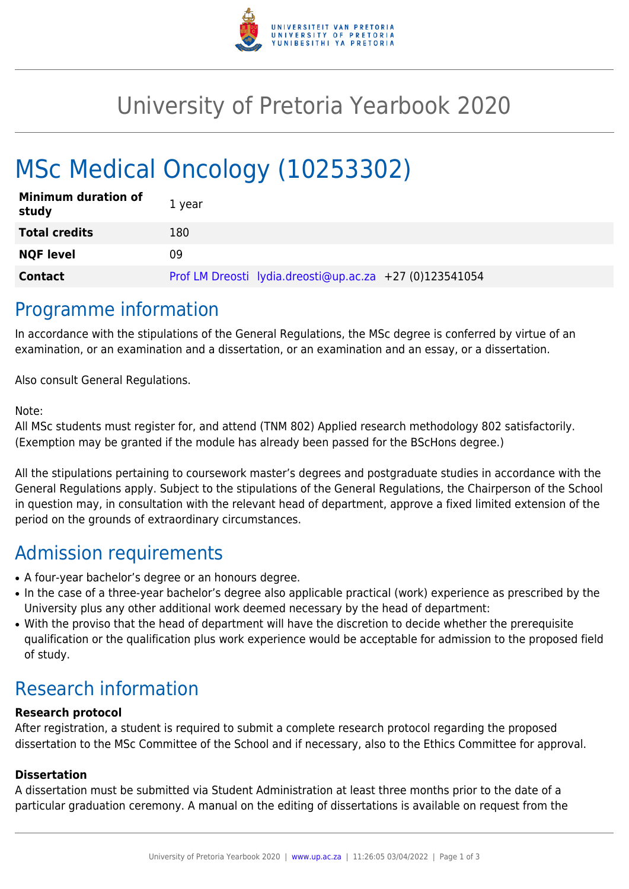# University of Pretoria Yearbook 2020

# MSc Medical Oncology (10253302)

| | |
|---|---|
| **Minimum duration of study** | 1 year |
| **Total credits** | 180 |
| **NQF level** | 09 |
| **Contact** | Prof LM Dreosti lydia.dreosti@up.ac.za +27 (0)123541054 |

## Programme information

In accordance with the stipulations of the General Regulations, the MSc degree is conferred by virtue of an examination, or an examination and a dissertation, or an examination and an essay, or a dissertation.

Also consult General Regulations.

Note:
All MSc students must register for, and attend (TNM 802) Applied research methodology 802 satisfactorily. (Exemption may be granted if the module has already been passed for the BScHons degree.)

All the stipulations pertaining to coursework master's degrees and postgraduate studies in accordance with the General Regulations apply. Subject to the stipulations of the General Regulations, the Chairperson of the School in question may, in consultation with the relevant head of department, approve a fixed limited extension of the period on the grounds of extraordinary circumstances.

## Admission requirements

- A four-year bachelor's degree or an honours degree.
- In the case of a three-year bachelor's degree also applicable practical (work) experience as prescribed by the University plus any other additional work deemed necessary by the head of department:
- With the proviso that the head of department will have the discretion to decide whether the prerequisite qualification or the qualification plus work experience would be acceptable for admission to the proposed field of study.

## Research information

**Research protocol**
After registration, a student is required to submit a complete research protocol regarding the proposed dissertation to the MSc Committee of the School and if necessary, also to the Ethics Committee for approval.

**Dissertation**
A dissertation must be submitted via Student Administration at least three months prior to the date of a particular graduation ceremony. A manual on the editing of dissertations is available on request from the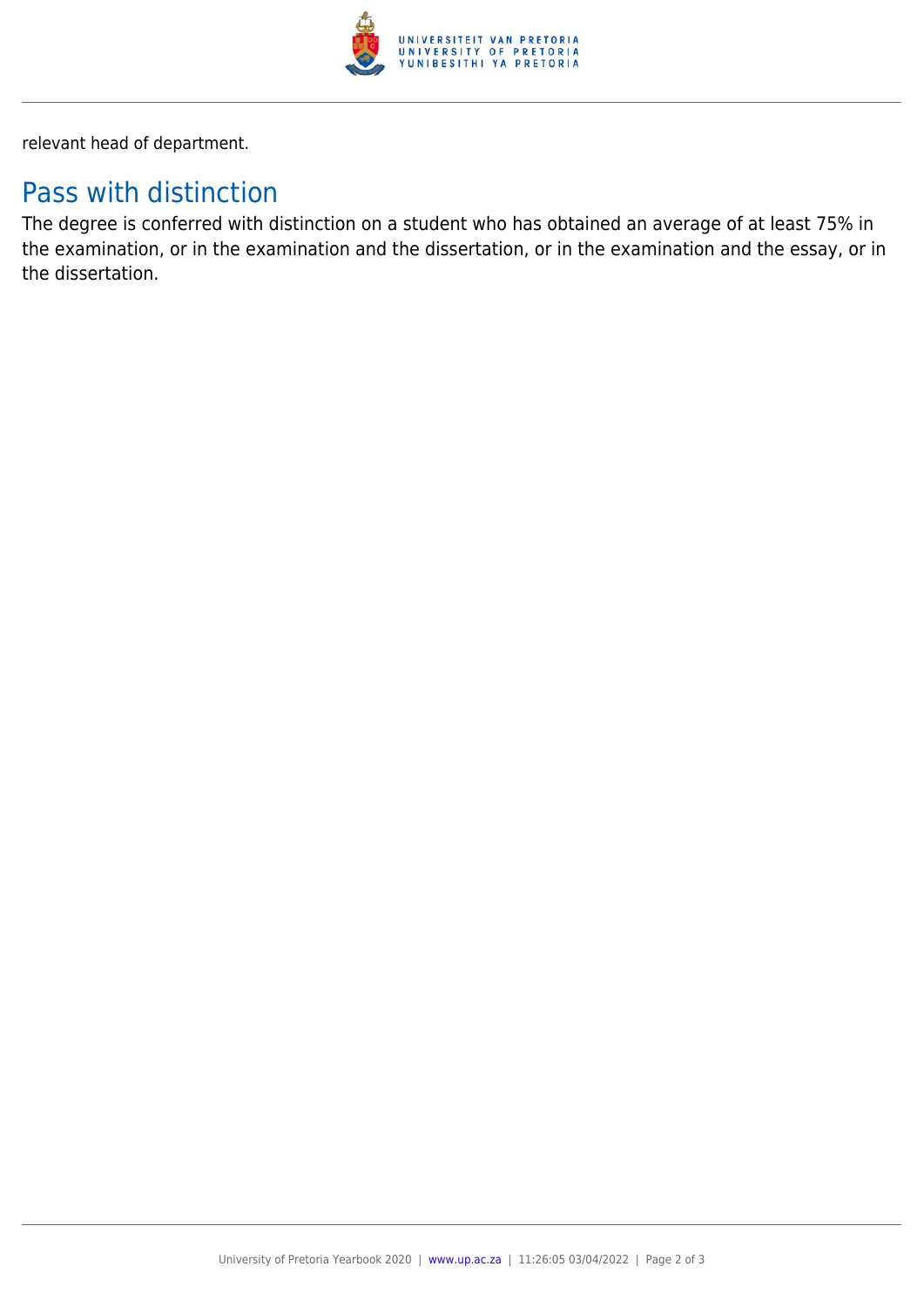relevant head of department.

## Pass with distinction

The degree is conferred with distinction on a student who has obtained an average of at least 75% in the examination, or in the examination and the dissertation, or in the examination and the essay, or in the dissertation.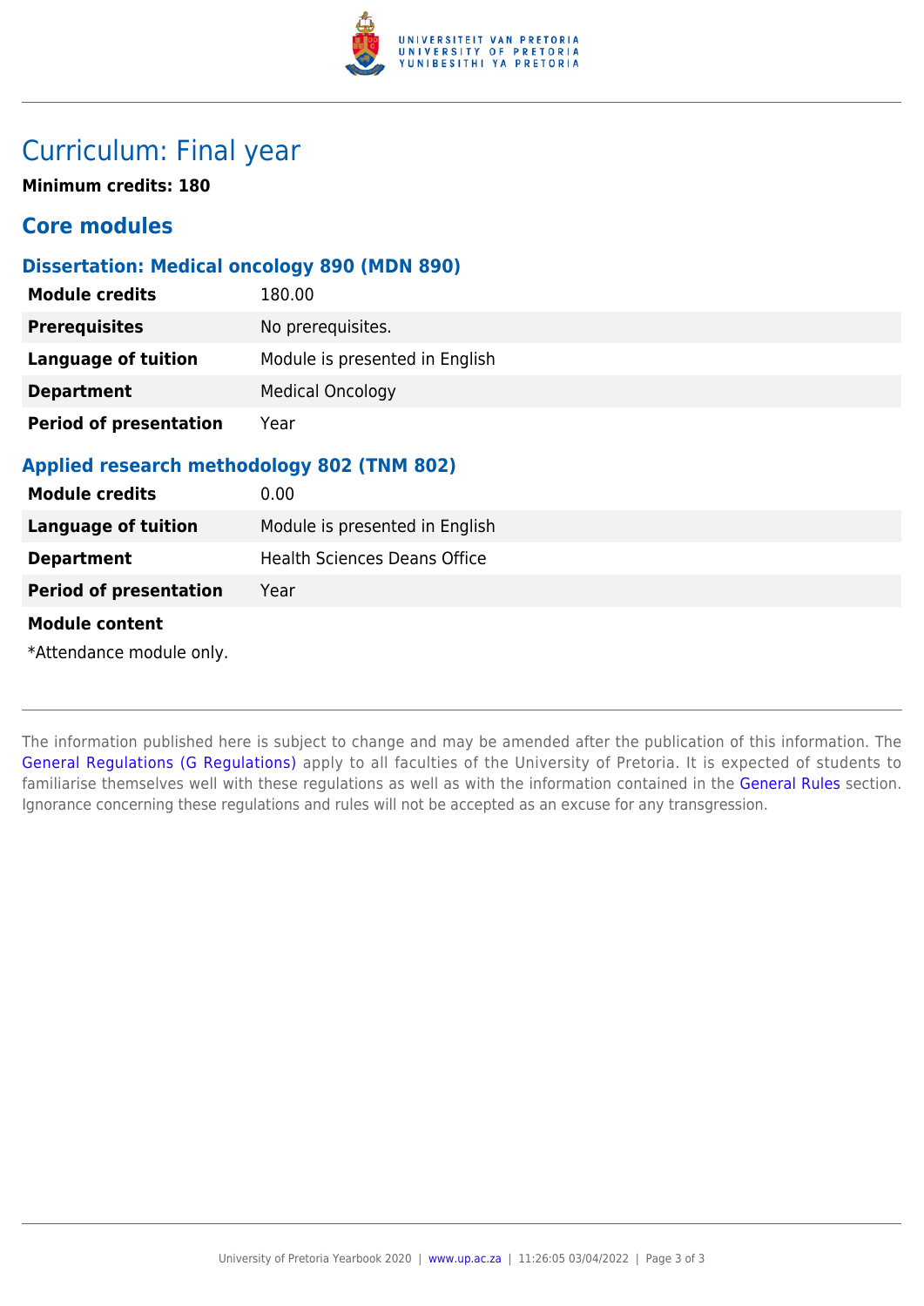# Curriculum: Final year

**Minimum credits: 180**

## Core modules

### Dissertation: Medical oncology 890 (MDN 890)

| | |
|---|---|
| **Module credits** | 180.00 |
| **Prerequisites** | No prerequisites. |
| **Language of tuition** | Module is presented in English |
| **Department** | Medical Oncology |
| **Period of presentation** | Year |

### Applied research methodology 802 (TNM 802)

| | |
|---|---|
| **Module credits** | 0.00 |
| **Language of tuition** | Module is presented in English |
| **Department** | Health Sciences Deans Office |
| **Period of presentation** | Year |

**Module content**

*Attendance module only.

The information published here is subject to change and may be amended after the publication of this information. The General Regulations (G Regulations) apply to all faculties of the University of Pretoria. It is expected of students to familiarise themselves well with these regulations as well as with the information contained in the General Rules section. Ignorance concerning these regulations and rules will not be accepted as an excuse for any transgression.